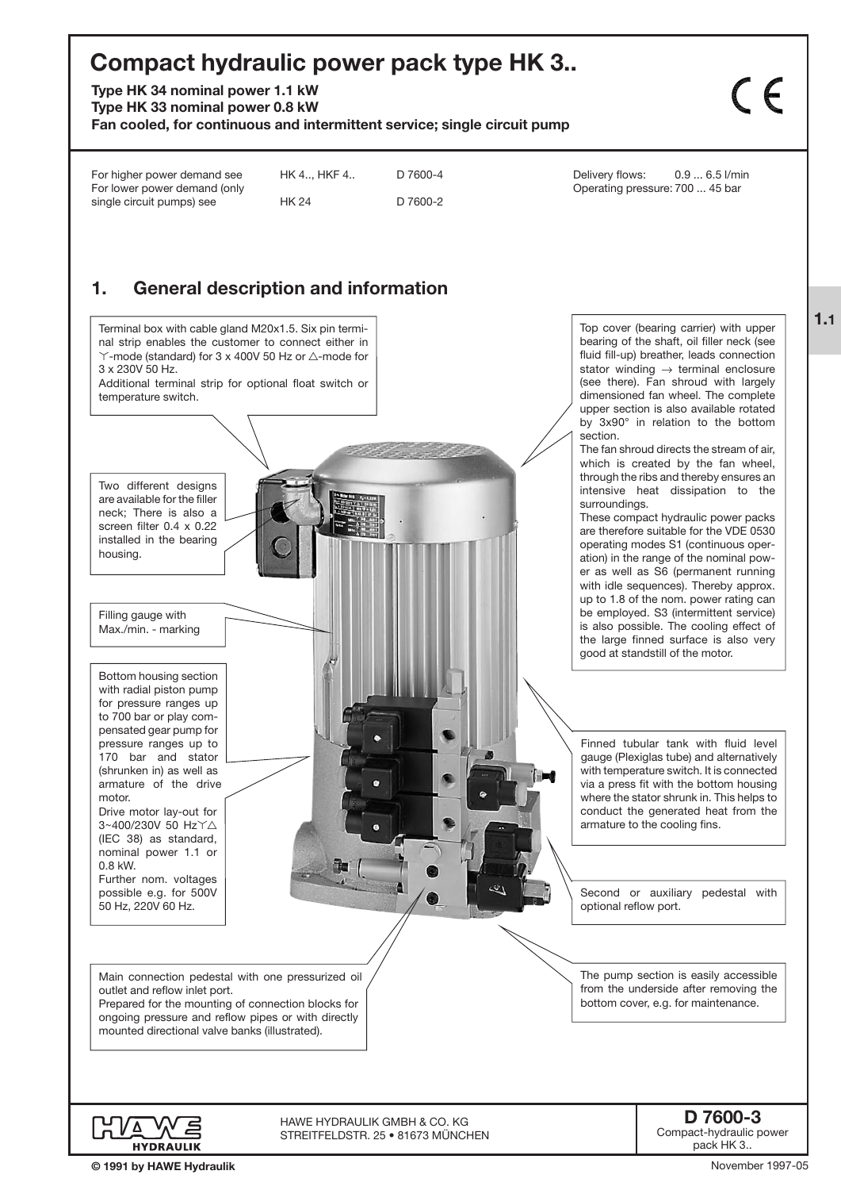# Compact hydraulic power pack type HK 3..

**Type HK 34 nominal power 1.1 kW**
**Type HK 33 nominal power 0.8 kW**
**Fan cooled, for continuous and intermittent service; single circuit pump**

| | | |
|---|---|---|
| For higher power demand see | HK 4.., HKF 4.. | D 7600-4 |
| For lower power demand (only single circuit pumps) see | HK 24 | D 7600-2 |

Delivery flows: 0.9 ... 6.5 l/min
Operating pressure: 700 ... 45 bar

## 1. General description and information

Terminal box with cable gland M20x1.5. Six pin terminal strip enables the customer to connect either in Y-mode (standard) for 3 x 400V 50 Hz or △-mode for 3 x 230V 50 Hz.
Additional terminal strip for optional float switch or temperature switch.

Top cover (bearing carrier) with upper bearing of the shaft, oil filler neck (see fluid fill-up) breather, leads connection stator winding → terminal enclosure (see there). Fan shroud with largely dimensioned fan wheel. The complete upper section is also available rotated by 3x90° in relation to the bottom section.
The fan shroud directs the stream of air, which is created by the fan wheel, through the ribs and thereby ensures an intensive heat dissipation to the surroundings.
These compact hydraulic power packs are therefore suitable for the VDE 0530 operating modes S1 (continuous operation) in the range of the nominal power as well as S6 (permanent running with idle sequences). Thereby approx. up to 1.8 of the nom. power rating can be employed. S3 (intermittent service) is also possible. The cooling effect of the large finned surface is also very good at standstill of the motor.

Two different designs are available for the filler neck; There is also a screen filter 0.4 x 0.22 installed in the bearing housing.

Filling gauge with Max./min. - marking

Bottom housing section with radial piston pump for pressure ranges up to 700 bar or play compensated gear pump for pressure ranges up to 170 bar and stator (shrunken in) as well as armature of the drive motor.
Drive motor lay-out for 3~400/230V 50 HzY△ (IEC 38) as standard, nominal power 1.1 or 0.8 kW.
Further nom. voltages possible e.g. for 500V 50 Hz, 220V 60 Hz.

Finned tubular tank with fluid level gauge (Plexiglas tube) and alternatively with temperature switch. It is connected via a press fit with the bottom housing where the stator shrunk in. This helps to conduct the generated heat from the armature to the cooling fins.

Second or auxiliary pedestal with optional reflow port.

Main connection pedestal with one pressurized oil outlet and reflow inlet port.
Prepared for the mounting of connection blocks for ongoing pressure and reflow pipes or with directly mounted directional valve banks (illustrated).

The pump section is easily accessible from the underside after removing the bottom cover, e.g. for maintenance.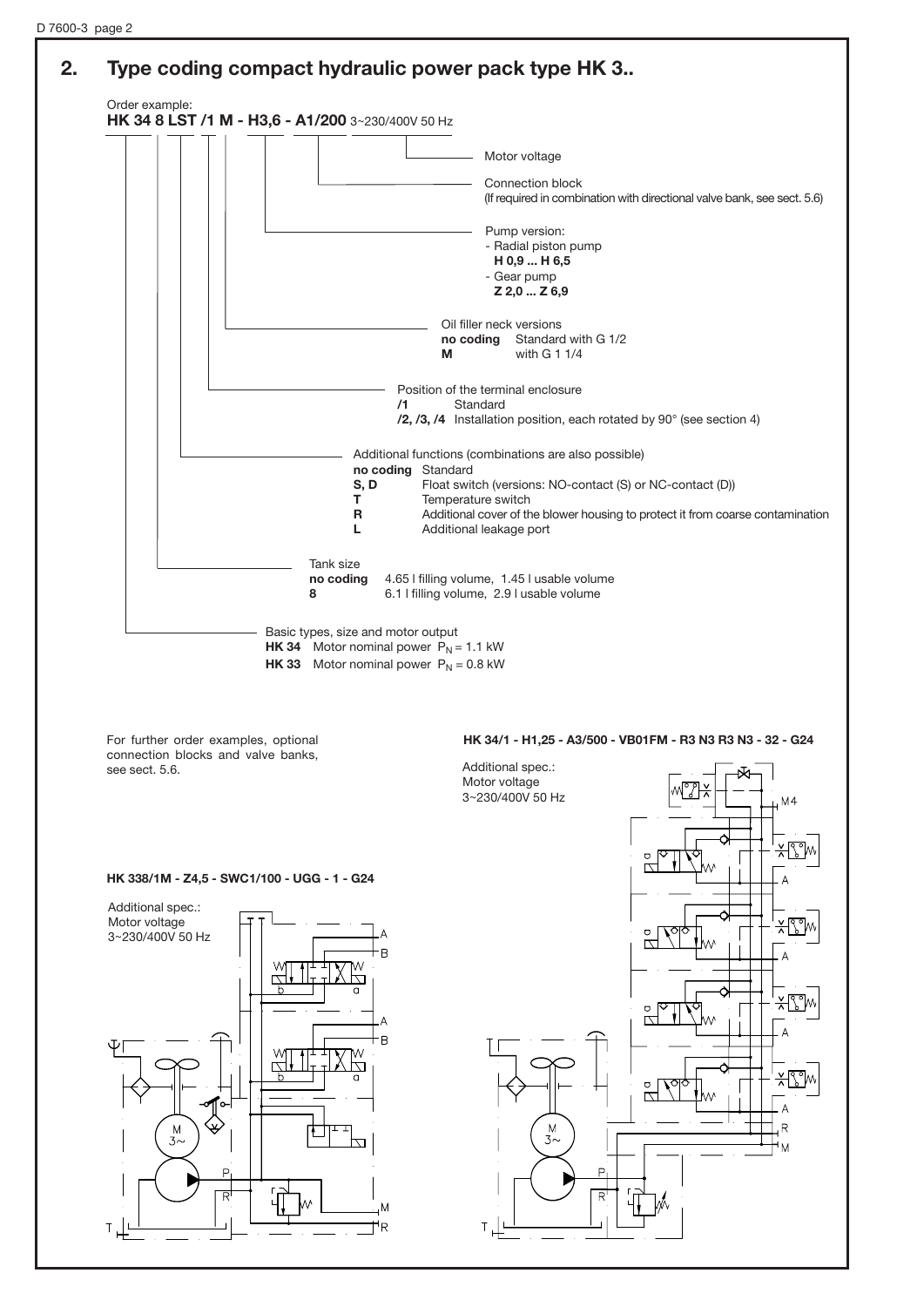## 2. Type coding compact hydraulic power pack type HK 3..

Order example:

**HK 34 8 LST /1 M - H3,6 - A1/200** 3~230/400V 50 Hz

- **Motor voltage**
- **Connection block**
  (If required in combination with directional valve bank, see sect. 5.6)
- **Pump version:**
  - Radial piston pump
    **H 0,9 ... H 6,5**
  - Gear pump
    **Z 2,0 ... Z 6,9**
- **Oil filler neck versions**

| | |
|---|---|
| **no coding** | Standard with G 1/2 |
| **M** | with G 1 1/4 |

- **Position of the terminal enclosure**

| | |
|---|---|
| **/1** | Standard |
| **/2, /3, /4** | Installation position, each rotated by 90° (see section 4) |

- **Additional functions (combinations are also possible)**

| | |
|---|---|
| **no coding** | Standard |
| **S, D** | Float switch (versions: NO-contact (S) or NC-contact (D)) |
| **T** | Temperature switch |
| **R** | Additional cover of the blower housing to protect it from coarse contamination |
| **L** | Additional leakage port |

- **Tank size**

| | |
|---|---|
| **no coding** | 4.65 l filling volume, 1.45 l usable volume |
| **8** | 6.1 l filling volume, 2.9 l usable volume |

- **Basic types, size and motor output**

| | |
|---|---|
| **HK 34** | Motor nominal power $P_N$ = 1.1 kW |
| **HK 33** | Motor nominal power $P_N$ = 0.8 kW |

For further order examples, optional connection blocks and valve banks, see sect. 5.6.

**HK 338/1M - Z4,5 - SWC1/100 - UGG - 1 - G24**

Additional spec.:
Motor voltage
3~230/400V 50 Hz

**HK 34/1 - H1,25 - A3/500 - VB01FM - R3 N3 R3 N3 - 32 - G24**

Additional spec.:
Motor voltage
3~230/400V 50 Hz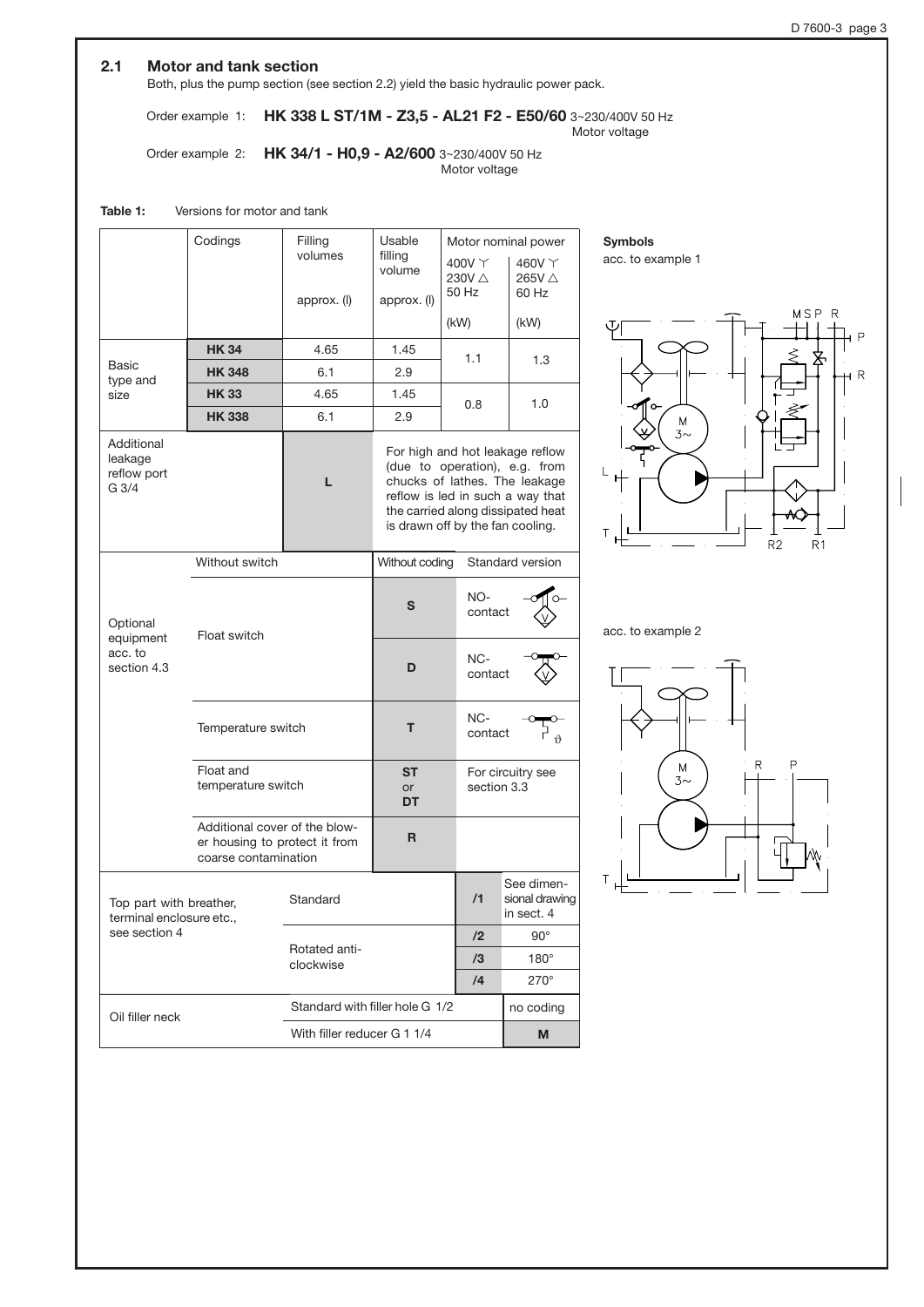## 2.1 Motor and tank section

Both, plus the pump section (see section 2.2) yield the basic hydraulic power pack.

Order example 1: **HK 338 L ST/1M - Z3,5 - AL21 F2 - E50/60** 3~230/400V 50 Hz
Motor voltage

Order example 2: **HK 34/1 - H0,9 - A2/600** 3~230/400V 50 Hz
Motor voltage

**Table 1:** Versions for motor and tank

| | Codings | Filling volumes approx. (l) | Usable filling volume approx. (l) | Motor nominal power 400V Y 230V △ 50 Hz (kW) | Motor nominal power 460V Y 265V △ 60 Hz (kW) |
|---|---|---|---|---|---|
| Basic type and size | **HK 34** | 4.65 | 1.45 | 1.1 | 1.3 |
| | **HK 348** | 6.1 | 2.9 | | |
| | **HK 33** | 4.65 | 1.45 | 0.8 | 1.0 |
| | **HK 338** | 6.1 | 2.9 | | |
| Additional leakage reflow port G 3/4 | | **L** | For high and hot leakage reflow (due to operation), e.g. from chucks of lathes. The leakage reflow is led in such a way that the carried along dissipated heat is drawn off by the fan cooling. | | |
| Optional equipment acc. to section 4.3 | Without switch | | Without coding | Standard version | |
| | Float switch | | **S** | NO-contact | |
| | | | **D** | NC-contact | |
| | Temperature switch | | **T** | NC-contact | |
| | Float and temperature switch | | **ST** or **DT** | For circuitry see section 3.3 | |
| | Additional cover of the blower housing to protect it from coarse contamination | | **R** | | |
| Top part with breather, terminal enclosure etc., see section 4 | Standard | | | **/1** | See dimensional drawing in sect. 4 |
| | Rotated anti-clockwise | | | **/2** | 90° |
| | | | | **/3** | 180° |
| | | | | **/4** | 270° |
| Oil filler neck | Standard with filler hole G 1/2 | | | | no coding |
| | With filler reducer G 1 1/4 | | | | **M** |

**Symbols**

acc. to example 1

acc. to example 2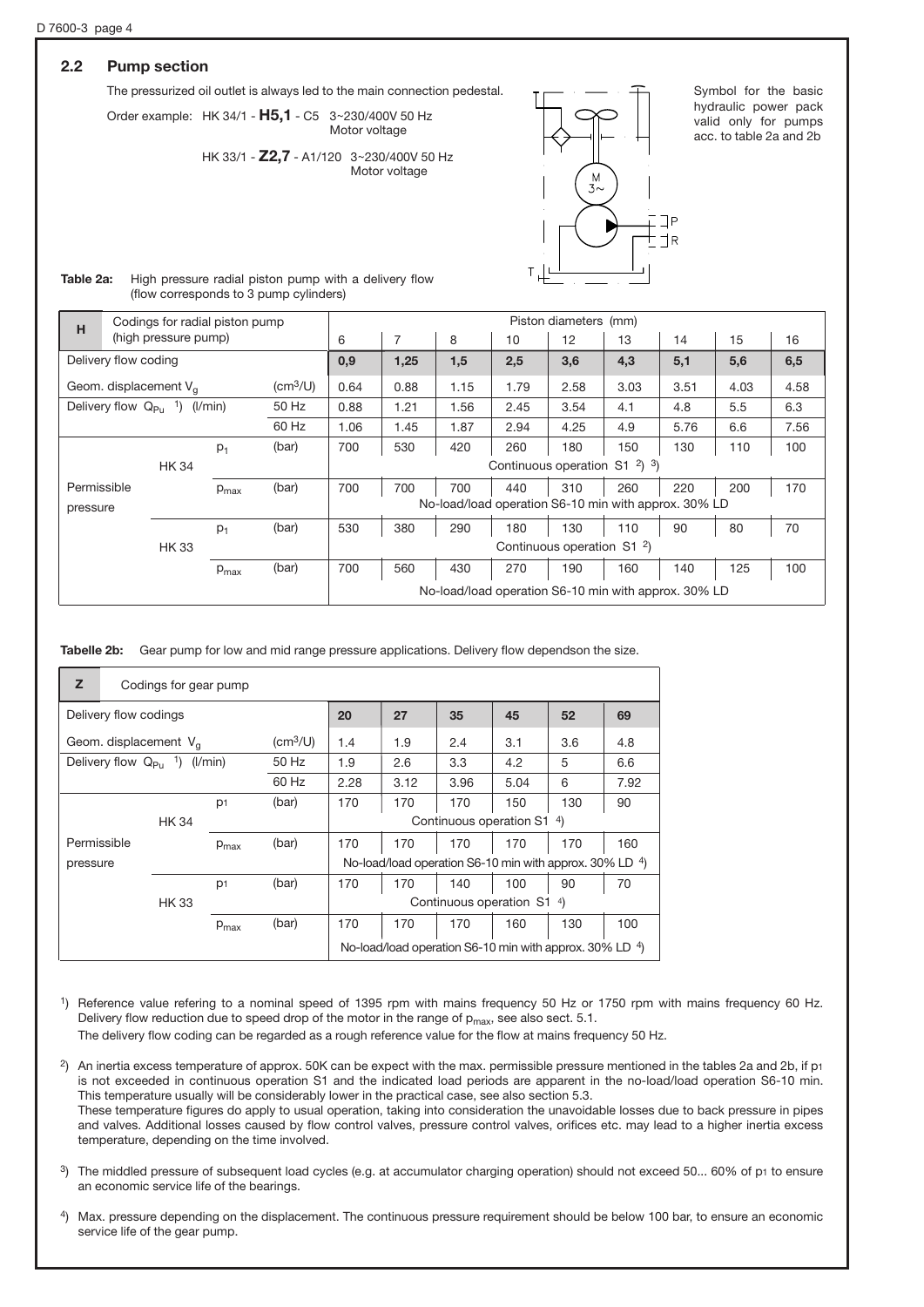## 2.2 Pump section

The pressurized oil outlet is always led to the main connection pedestal.

Order example: HK 34/1 - **H5,1** - C5 3~230/400V 50 Hz
Motor voltage

HK 33/1 - **Z2,7** - A1/120 3~230/400V 50 Hz
Motor voltage

Symbol for the basic hydraulic power pack valid only for pumps acc. to table 2a and 2b

**Table 2a:** High pressure radial piston pump with a delivery flow (flow corresponds to 3 pump cylinders)

| **H** Codings for radial piston pump (high pressure pump) | | | | Piston diameters (mm) | | | | | | | | |
|---|---|---|---|---|---|---|---|---|---|---|---|---|
| | | | | 6 | 7 | 8 | 10 | 12 | 13 | 14 | 15 | 16 |
| Delivery flow coding | | | | **0,9** | **1,25** | **1,5** | **2,5** | **3,6** | **4,3** | **5,1** | **5,6** | **6,5** |
| Geom. displacement $V_g$ | | | $(cm^3/U)$ | 0.64 | 0.88 | 1.15 | 1.79 | 2.58 | 3.03 | 3.51 | 4.03 | 4.58 |
| Delivery flow $Q_{Pu}$ [1] (l/min) | | | 50 Hz | 0.88 | 1.21 | 1.56 | 2.45 | 3.54 | 4.1 | 4.8 | 5.5 | 6.3 |
| | | | 60 Hz | 1.06 | 1.45 | 1.87 | 2.94 | 4.25 | 4.9 | 5.76 | 6.6 | 7.56 |
| Permissible pressure | HK 34 | $p_1$ | (bar) | 700 | 530 | 420 | 260 | 180 | 150 | 130 | 110 | 100 |
| | | | | Continuous operation S1 [2] [3] | | | | | | | | |
| | | $p_{max}$ | (bar) | 700 | 700 | 700 | 440 | 310 | 260 | 220 | 200 | 170 |
| | | | | No-load/load operation S6-10 min with approx. 30% LD | | | | | | | | |
| | HK 33 | $p_1$ | (bar) | 530 | 380 | 290 | 180 | 130 | 110 | 90 | 80 | 70 |
| | | | | Continuous operation S1 [2] | | | | | | | | |
| | | $p_{max}$ | (bar) | 700 | 560 | 430 | 270 | 190 | 160 | 140 | 125 | 100 |
| | | | | No-load/load operation S6-10 min with approx. 30% LD | | | | | | | | |

**Tabelle 2b:** Gear pump for low and mid range pressure applications. Delivery flow dependson the size.

| **Z** Codings for gear pump | | | | | | | | | |
|---|---|---|---|---|---|---|---|---|---|
| Delivery flow codings | | | | **20** | **27** | **35** | **45** | **52** | **69** |
| Geom. displacement $V_g$ | | | $(cm^3/U)$ | 1.4 | 1.9 | 2.4 | 3.1 | 3.6 | 4.8 |
| Delivery flow $Q_{Pu}$ [1] (l/min) | | | 50 Hz | 1.9 | 2.6 | 3.3 | 4.2 | 5 | 6.6 |
| | | | 60 Hz | 2.28 | 3.12 | 3.96 | 5.04 | 6 | 7.92 |
| Permissible pressure | HK 34 | $p_1$ | (bar) | 170 | 170 | 170 | 150 | 130 | 90 |
| | | | | Continuous operation S1 [4] | | | | | |
| | | $p_{max}$ | (bar) | 170 | 170 | 170 | 170 | 170 | 160 |
| | | | | No-load/load operation S6-10 min with approx. 30% LD [4] | | | | | |
| | HK 33 | $p_1$ | (bar) | 170 | 170 | 140 | 100 | 90 | 70 |
| | | | | Continuous operation S1 [4] | | | | | |
| | | $p_{max}$ | (bar) | 170 | 170 | 170 | 160 | 130 | 100 |
| | | | | No-load/load operation S6-10 min with approx. 30% LD [4] | | | | | |

[1] Reference value refering to a nominal speed of 1395 rpm with mains frequency 50 Hz or 1750 rpm with mains frequency 60 Hz. Delivery flow reduction due to speed drop of the motor in the range of $p_{max}$, see also sect. 5.1.
The delivery flow coding can be regarded as a rough reference value for the flow at mains frequency 50 Hz.

[2] An inertia excess temperature of approx. 50K can be expect with the max. permissible pressure mentioned in the tables 2a and 2b, if $p_1$ is not exceeded in continuous operation S1 and the indicated load periods are apparent in the no-load/load operation S6-10 min. This temperature usually will be considerably lower in the practical case, see also section 5.3.
These temperature figures do apply to usual operation, taking into consideration the unavoidable losses due to back pressure in pipes and valves. Additional losses caused by flow control valves, pressure control valves, orifices etc. may lead to a higher inertia excess temperature, depending on the time involved.

[3] The middled pressure of subsequent load cycles (e.g. at accumulator charging operation) should not exceed 50... 60% of $p_1$ to ensure an economic service life of the bearings.

[4] Max. pressure depending on the displacement. The continuous pressure requirement should be below 100 bar, to ensure an economic service life of the gear pump.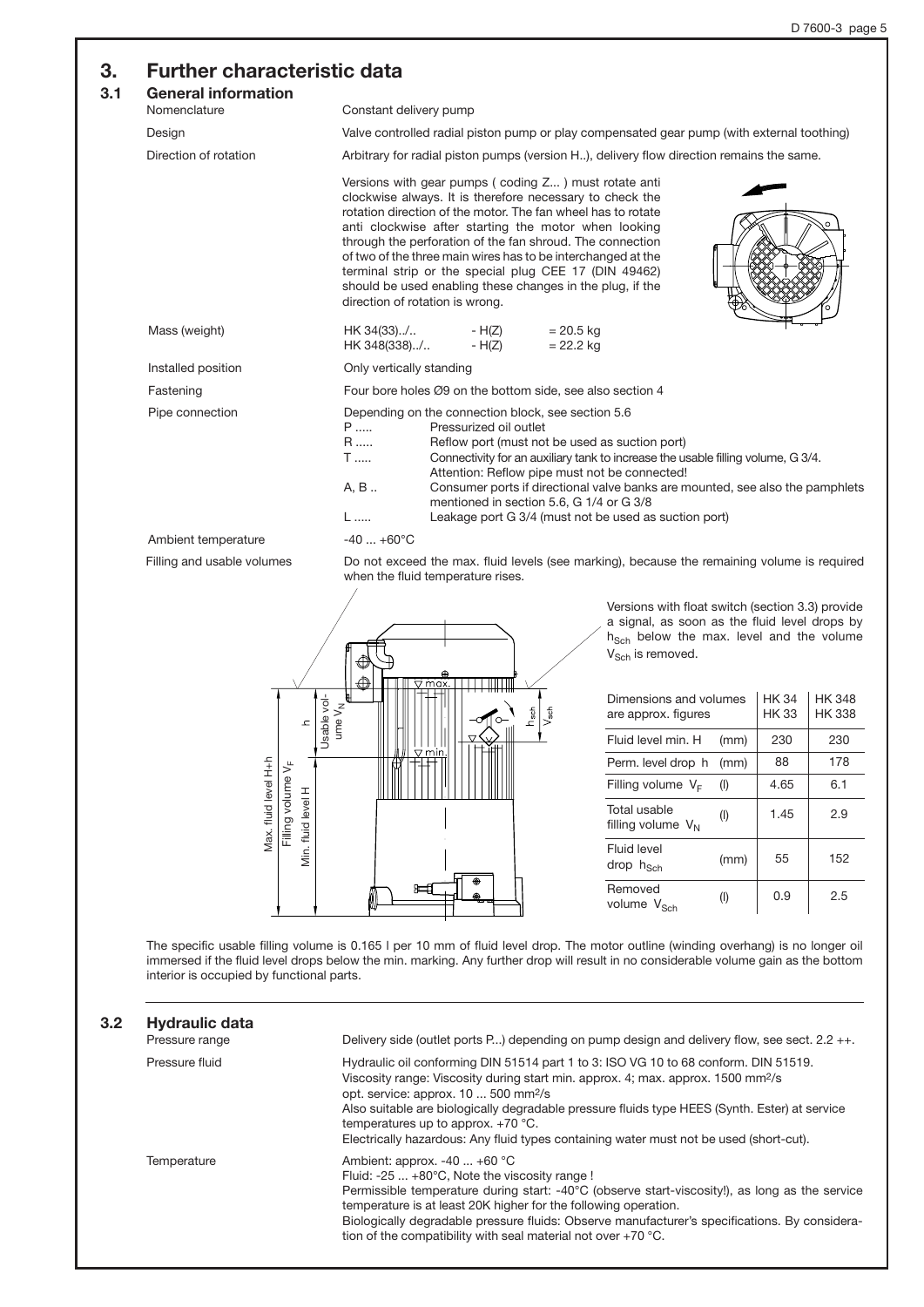# 3. Further characteristic data

## 3.1 General information

| | |
|---|---|
| Nomenclature | Constant delivery pump |
| Design | Valve controlled radial piston pump or play compensated gear pump (with external toothing) |
| Direction of rotation | Arbitrary for radial piston pumps (version H..), delivery flow direction remains the same. |

Versions with gear pumps ( coding Z... ) must rotate anti clockwise always. It is therefore necessary to check the rotation direction of the motor. The fan wheel has to rotate anti clockwise after starting the motor when looking through the perforation of the fan shroud. The connection of two of the three main wires has to be interchanged at the terminal strip or the special plug CEE 17 (DIN 49462) should be used enabling these changes in the plug, if the direction of rotation is wrong.

Mass (weight)

| | | |
|---|---|---|
| HK 34(33)../.. | - H(Z) | = 20.5 kg |
| HK 348(338)../.. | - H(Z) | = 22.2 kg |

Installed position: Only vertically standing

Fastening: Four bore holes Ø9 on the bottom side, see also section 4

Pipe connection: Depending on the connection block, see section 5.6

- P ..... Pressurized oil outlet
- R ..... Reflow port (must not be used as suction port)
- T ..... Connectivity for an auxiliary tank to increase the usable filling volume, G 3/4. Attention: Reflow pipe must not be connected!
- A, B .. Consumer ports if directional valve banks are mounted, see also the pamphlets mentioned in section 5.6, G 1/4 or G 3/8
- L ..... Leakage port G 3/4 (must not be used as suction port)

Ambient temperature: -40 ... +60°C

Filling and usable volumes: Do not exceed the max. fluid levels (see marking), because the remaining volume is required when the fluid temperature rises.

Versions with float switch (section 3.3) provide a signal, as soon as the fluid level drops by $h_{Sch}$ below the max. level and the volume $V_{Sch}$ is removed.

| Dimensions and volumes are approx. figures | | HK 34 HK 33 | HK 348 HK 338 |
|---|---|---|---|
| Fluid level min. H | (mm) | 230 | 230 |
| Perm. level drop h | (mm) | 88 | 178 |
| Filling volume $V_F$ | (l) | 4.65 | 6.1 |
| Total usable filling volume $V_N$ | (l) | 1.45 | 2.9 |
| Fluid level drop $h_{Sch}$ | (mm) | 55 | 152 |
| Removed volume $V_{Sch}$ | (l) | 0.9 | 2.5 |

The specific usable filling volume is 0.165 l per 10 mm of fluid level drop. The motor outline (winding overhang) is no longer oil immersed if the fluid level drops below the min. marking. Any further drop will result in no considerable volume gain as the bottom interior is occupied by functional parts.

## 3.2 Hydraulic data

Pressure range: Delivery side (outlet ports P...) depending on pump design and delivery flow, see sect. 2.2 ++.

Pressure fluid: Hydraulic oil conforming DIN 51514 part 1 to 3: ISO VG 10 to 68 conform. DIN 51519.
Viscosity range: Viscosity during start min. approx. 4; max. approx. 1500 mm²/s
opt. service: approx. 10 ... 500 mm²/s
Also suitable are biologically degradable pressure fluids type HEES (Synth. Ester) at service temperatures up to approx. +70 °C.
Electrically hazardous: Any fluid types containing water must not be used (short-cut).

Temperature: Ambient: approx. -40 ... +60 °C
Fluid: -25 ... +80°C, Note the viscosity range !
Permissible temperature during start: -40°C (observe start-viscosity!), as long as the service temperature is at least 20K higher for the following operation.
Biologically degradable pressure fluids: Observe manufacturer's specifications. By consideration of the compatibility with seal material not over +70 °C.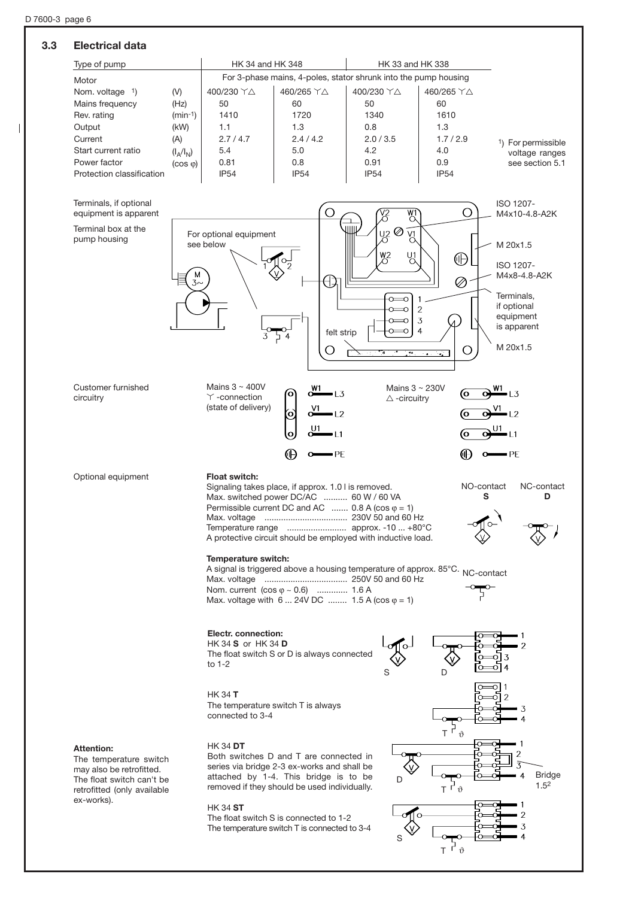## 3.3 Electrical data

| Type of pump | | HK 34 and HK 348 | | HK 33 and HK 338 | |
|---|---|---|---|---|---|
| Motor | | For 3-phase mains, 4-poles, stator shrunk into the pump housing | | | |
| Nom. voltage [1] | (V) | 400/230 Y△ | 460/265 Y△ | 400/230 Y△ | 460/265 Y△ |
| Mains frequency | (Hz) | 50 | 60 | 50 | 60 |
| Rev. rating | ($min^{-1}$) | 1410 | 1720 | 1340 | 1610 |
| Output | (kW) | 1.1 | 1.3 | 0.8 | 1.3 |
| Current | (A) | 2.7 / 4.7 | 2.4 / 4.2 | 2.0 / 3.5 | 1.7 / 2.9 |
| Start current ratio | ($I_A/I_N$) | 5.4 | 5.0 | 4.2 | 4.0 |
| Power factor | ($\cos\varphi$) | 0.81 | 0.8 | 0.91 | 0.9 |
| Protection classification | | IP54 | IP54 | IP54 | IP54 |

[1] For permissible voltage ranges see section 5.1

Terminals, if optional equipment is apparent

Terminal box at the pump housing

For optional equipment see below

ISO 1207-M4x10-4.8-A2K

M 20x1.5

ISO 1207-M4x8-4.8-A2K

Terminals, if optional equipment is apparent

M 20x1.5

felt strip

Customer furnished circuitry

Mains 3 ~ 400V Y -connection (state of delivery): W1 – L3, V1 – L2, U1 – L1, PE

Mains 3 ~ 230V △ -circuitry: W1 – L3, V1 – L2, U1 – L1, PE

Optional equipment

**Float switch:**
Signaling takes place, if approx. 1.0 l is removed.
Max. switched power DC/AC .......... 60 W / 60 VA
Permissible current DC and AC ....... 0.8 A ($\cos\varphi = 1$)
Max. voltage ................................... 230V 50 and 60 Hz
Temperature range ......................... approx. -10 ... +80°C
A protective circuit should be employed with inductive load.

NO-contact **S** NC-contact **D**

**Temperature switch:**
A signal is triggered above a housing temperature of approx. 85°C. NC-contact
Max. voltage ................................... 250V 50 and 60 Hz
Nom. current ($\cos\varphi \sim 0.6$) ............. 1.6 A
Max. voltage with 6 ... 24V DC ........ 1.5 A ($\cos\varphi = 1$)

**Electr. connection:**
HK 34 **S** or HK 34 **D**
The float switch S or D is always connected to 1-2

HK 34 **T**
The temperature switch T is always connected to 3-4

HK 34 **DT**
Both switches D and T are connected in series via bridge 2-3 ex-works and shall be attached by 1-4. This bridge is to be removed if they should be used individually.

Bridge $1.5^2$

HK 34 **ST**
The float switch S is connected to 1-2
The temperature switch T is connected to 3-4

**Attention:**
The temperature switch may also be retrofitted. The float switch can't be retrofitted (only available ex-works).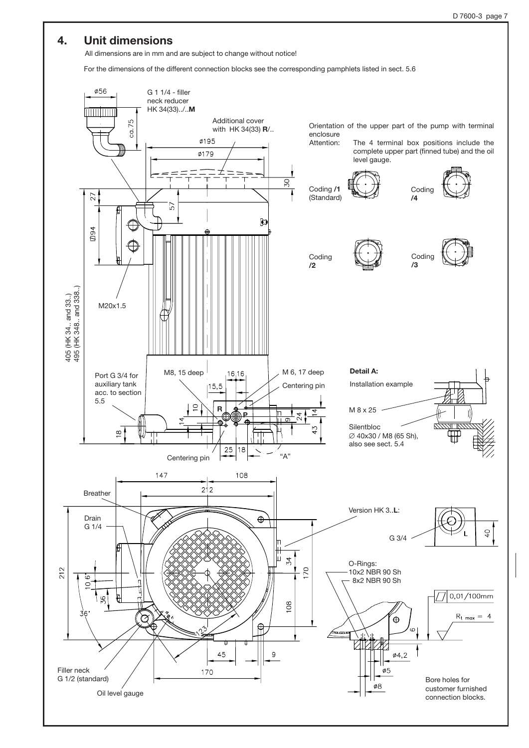## 4. Unit dimensions

All dimensions are in mm and are subject to change without notice!

For the dimensions of the different connection blocks see the corresponding pamphlets listed in sect. 5.6

G 1 1/4 - filler neck reducer HK 34(33)../..**M**

Additional cover with HK 34(33) **R**/..

Orientation of the upper part of the pump with terminal enclosure

Attention: The 4 terminal box positions include the complete upper part (finned tube) and the oil level gauge.

Coding **/1** (Standard)

Coding **/4**

Coding **/2**

Coding **/3**

M20x1.5

405 (HK 34.. and 33..)
495 (HK 348.. and 338..)

Port G 3/4 for auxiliary tank acc. to section 5.5

M8, 15 deep

M 6, 17 deep

Centering pin

Centering pin

"A"

**Detail A:**

Installation example

M 8 x 25

Silentbloc
∅ 40x30 / M8 (65 Sh), also see sect. 5.4

Breather

Drain G 1/4

Filler neck G 1/2 (standard)

Oil level gauge

Version HK 3..**L**:

G 3/4

O-Rings:
10x2 NBR 90 Sh
8x2 NBR 90 Sh

0,01/100mm

$R_{t\ max} = 4$

Bore holes for customer furnished connection blocks.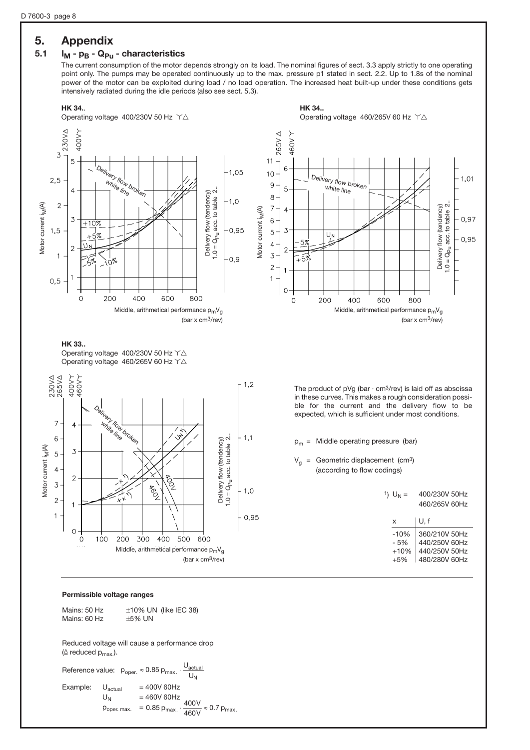# 5. Appendix

## 5.1 $I_M$ - $p_B$ - $Q_{Pu}$ - characteristics

The current consumption of the motor depends strongly on its load. The nominal figures of sect. 3.3 apply strictly to one operating point only. The pumps may be operated continuously up to the max. pressure p1 stated in sect. 2.2. Up to 1.8s of the nominal power of the motor can be exploited during load / no load operation. The increased heat built-up under these conditions gets intensively radiated during the idle periods (also see sect. 5.3).

**HK 34..**
Operating voltage 400/230V 50 Hz Y△

**HK 34..**
Operating voltage 460/265V 60 Hz Y△

**HK 33..**
Operating voltage 400/230V 50 Hz Y△
Operating voltage 460/265V 60 Hz Y△

The product of pVg (bar · cm³/rev) is laid off as abscissa in these curves. This makes a rough consideration possible for the current and the delivery flow to be expected, which is sufficient under most conditions.

$p_m$ = Middle operating pressure (bar)

$V_g$ = Geometric displacement (cm³) (according to flow codings)

1) $U_N$ = 400/230V 50Hz
460/265V 60Hz

| x | U, f |
|---|---|
| -10% | 360/210V 50Hz |
| - 5% | 440/250V 60Hz |
| +10% | 440/250V 50Hz |
| +5% | 480/280V 60Hz |

**Permissible voltage ranges**

Mains: 50 Hz ±10% UN (like IEC 38)
Mains: 60 Hz ±5% UN

Reduced voltage will cause a performance drop (≙ reduced $p_{max.}$).

Reference value: $p_{oper.} \approx 0.85\, p_{max.} \cdot \frac{U_{actual}}{U_N}$

Example: $U_{actual}$ = 400V 60Hz
$U_N$ = 460V 60Hz
$p_{oper.\,max.} = 0.85\, p_{max.} \cdot \frac{400V}{460V} \approx 0.7\, p_{max.}$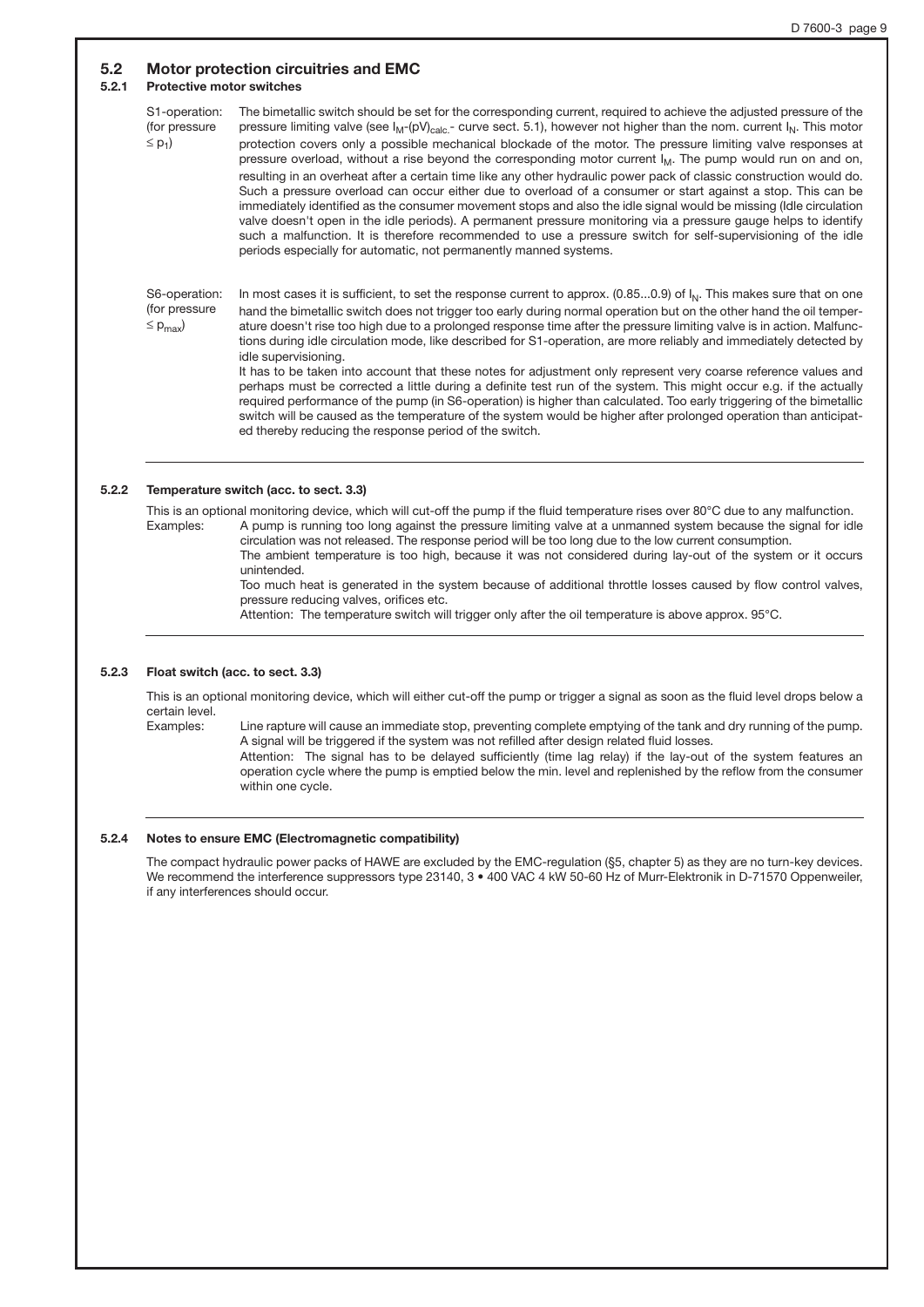## 5.2 Motor protection circuitries and EMC

### 5.2.1 Protective motor switches

S1-operation: (for pressure $\leq p_1$)

The bimetallic switch should be set for the corresponding current, required to achieve the adjusted pressure of the pressure limiting valve (see $I_M$-$(pV)_{calc.}$- curve sect. 5.1), however not higher than the nom. current $I_N$. This motor protection covers only a possible mechanical blockade of the motor. The pressure limiting valve responses at pressure overload, without a rise beyond the corresponding motor current $I_M$. The pump would run on and on, resulting in an overheat after a certain time like any other hydraulic power pack of classic construction would do. Such a pressure overload can occur either due to overload of a consumer or start against a stop. This can be immediately identified as the consumer movement stops and also the idle signal would be missing (Idle circulation valve doesn't open in the idle periods). A permanent pressure monitoring via a pressure gauge helps to identify such a malfunction. It is therefore recommended to use a pressure switch for self-supervisioning of the idle periods especially for automatic, not permanently manned systems.

S6-operation: (for pressure $\leq p_{max}$)

In most cases it is sufficient, to set the response current to approx. (0.85...0.9) of $I_N$. This makes sure that on one hand the bimetallic switch does not trigger too early during normal operation but on the other hand the oil temperature doesn't rise too high due to a prolonged response time after the pressure limiting valve is in action. Malfunctions during idle circulation mode, like described for S1-operation, are more reliably and immediately detected by idle supervisioning.

It has to be taken into account that these notes for adjustment only represent very coarse reference values and perhaps must be corrected a little during a definite test run of the system. This might occur e.g. if the actually required performance of the pump (in S6-operation) is higher than calculated. Too early triggering of the bimetallic switch will be caused as the temperature of the system would be higher after prolonged operation than anticipated thereby reducing the response period of the switch.

### 5.2.2 Temperature switch (acc. to sect. 3.3)

This is an optional monitoring device, which will cut-off the pump if the fluid temperature rises over 80°C due to any malfunction.

Examples:

A pump is running too long against the pressure limiting valve at a unmanned system because the signal for idle circulation was not released. The response period will be too long due to the low current consumption.

The ambient temperature is too high, because it was not considered during lay-out of the system or it occurs unintended.

Too much heat is generated in the system because of additional throttle losses caused by flow control valves, pressure reducing valves, orifices etc.

Attention: The temperature switch will trigger only after the oil temperature is above approx. 95°C.

### 5.2.3 Float switch (acc. to sect. 3.3)

This is an optional monitoring device, which will either cut-off the pump or trigger a signal as soon as the fluid level drops below a certain level.

Examples:

Line rapture will cause an immediate stop, preventing complete emptying of the tank and dry running of the pump.

A signal will be triggered if the system was not refilled after design related fluid losses.

Attention: The signal has to be delayed sufficiently (time lag relay) if the lay-out of the system features an operation cycle where the pump is emptied below the min. level and replenished by the reflow from the consumer within one cycle.

### 5.2.4 Notes to ensure EMC (Electromagnetic compatibility)

The compact hydraulic power packs of HAWE are excluded by the EMC-regulation (§5, chapter 5) as they are no turn-key devices. We recommend the interference suppressors type 23140, 3 • 400 VAC 4 kW 50-60 Hz of Murr-Elektronik in D-71570 Oppenweiler, if any interferences should occur.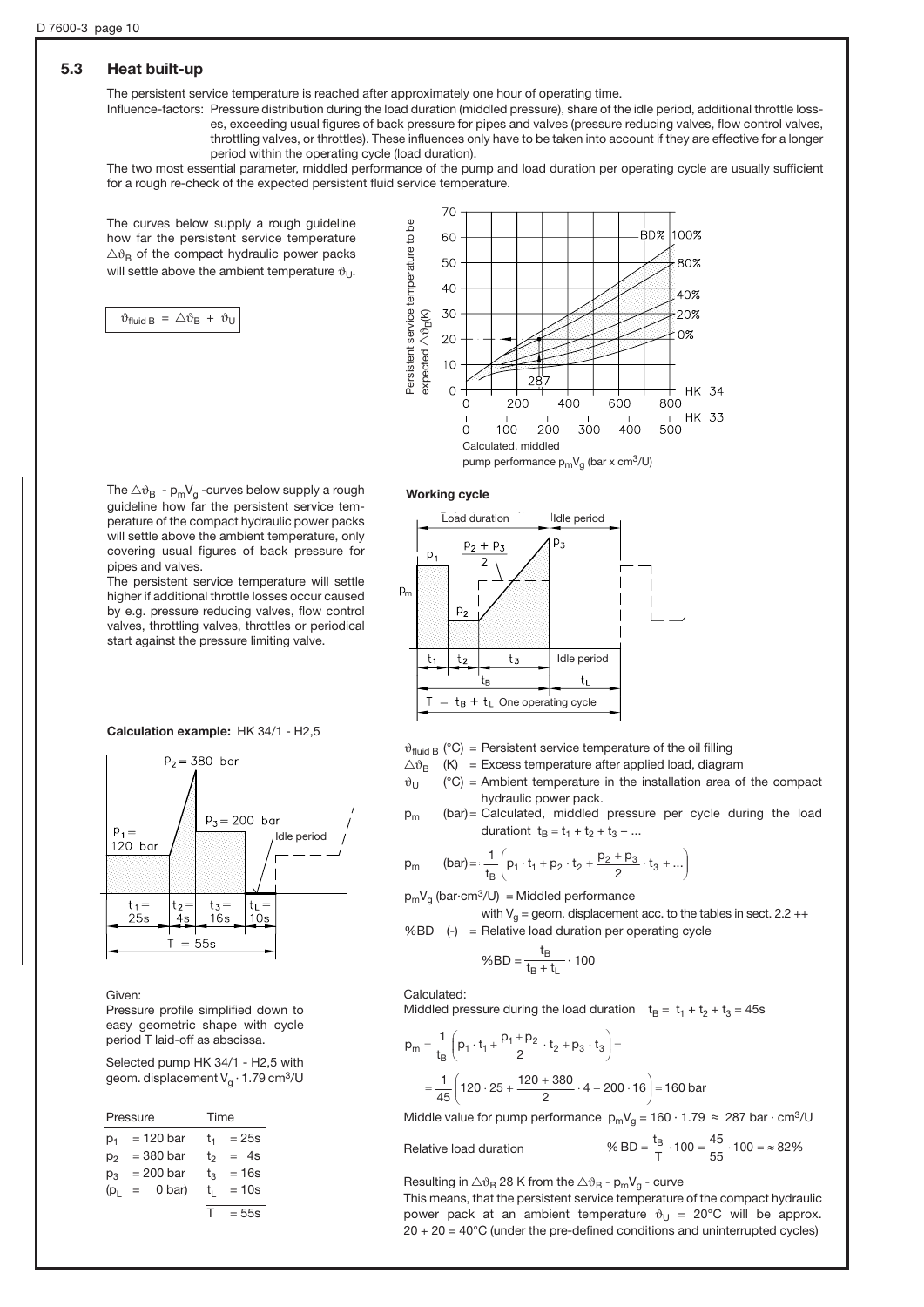## 5.3 Heat built-up

The persistent service temperature is reached after approximately one hour of operating time.

Influence-factors: Pressure distribution during the load duration (middled pressure), share of the idle period, additional throttle losses, exceeding usual figures of back pressure for pipes and valves (pressure reducing valves, flow control valves, throttling valves, or throttles). These influences only have to be taken into account if they are effective for a longer period within the operating cycle (load duration).

The two most essential parameter, middled performance of the pump and load duration per operating cycle are usually sufficient for a rough re-check of the expected persistent fluid service temperature.

The curves below supply a rough guideline how far the persistent service temperature $\Delta\vartheta_B$ of the compact hydraulic power packs will settle above the ambient temperature $\vartheta_U$.

$$\vartheta_{fluid\,B} = \Delta\vartheta_B + \vartheta_U$$

The $\Delta\vartheta_B$ - $p_m V_g$ -curves below supply a rough guideline how far the persistent service temperature of the compact hydraulic power packs will settle above the ambient temperature, only covering usual figures of back pressure for pipes and valves.

The persistent service temperature will settle higher if additional throttle losses occur caused by e.g. pressure reducing valves, flow control valves, throttling valves, throttles or periodical start against the pressure limiting valve.

**Working cycle**

$\vartheta_{fluid\,B}$ (°C) = Persistent service temperature of the oil filling

$\Delta\vartheta_B$ (K) = Excess temperature after applied load, diagram

$\vartheta_U$ (°C) = Ambient temperature in the installation area of the compact hydraulic power pack.

$p_m$ (bar) = Calculated, middled pressure per cycle during the load durationt $t_B = t_1 + t_2 + t_3 + ...$

$$p_m \text{ (bar)} = \frac{1}{t_B}\left(p_1 \cdot t_1 + p_2 \cdot t_2 + \frac{p_2 + p_3}{2} \cdot t_3 + ...\right)$$

$p_m V_g$ (bar·cm³/U) = Middled performance with $V_g$ = geom. displacement acc. to the tables in sect. 2.2 ++

%BD (-) = Relative load duration per operating cycle

$$\%BD = \frac{t_B}{t_B + t_L} \cdot 100$$

**Calculation example:** HK 34/1 - H2,5

Given:

Pressure profile simplified down to easy geometric shape with cycle period T laid-off as abscissa.

Selected pump HK 34/1 - H2,5 with geom. displacement $V_g \cdot 1.79$ cm³/U

| Pressure | Time |
|---|---|
| $p_1$ = 120 bar | $t_1$ = 25s |
| $p_2$ = 380 bar | $t_2$ = 4s |
| $p_3$ = 200 bar | $t_3$ = 16s |
| ($p_L$ = 0 bar) | $t_L$ = 10s |
| | T = 55s |

Calculated:

Middled pressure during the load duration $t_B = t_1 + t_2 + t_3 = 45s$

$$p_m = \frac{1}{t_B}\left(p_1 \cdot t_1 + \frac{p_1 + p_2}{2} \cdot t_2 + p_3 \cdot t_3\right) =$$

$$= \frac{1}{45}\left(120 \cdot 25 + \frac{120 + 380}{2} \cdot 4 + 200 \cdot 16\right) = 160 \text{ bar}$$

Middle value for pump performance $p_m V_g = 160 \cdot 1.79 \approx 287$ bar · cm³/U

Relative load duration $\% BD = \frac{t_B}{T} \cdot 100 = \frac{45}{55} \cdot 100 = \approx 82\%$

Resulting in $\Delta\vartheta_B$ 28 K from the $\Delta\vartheta_B$ - $p_m V_g$ - curve

This means, that the persistent service temperature of the compact hydraulic power pack at an ambient temperature $\vartheta_U$ = 20°C will be approx. 20 + 20 = 40°C (under the pre-defined conditions and uninterrupted cycles)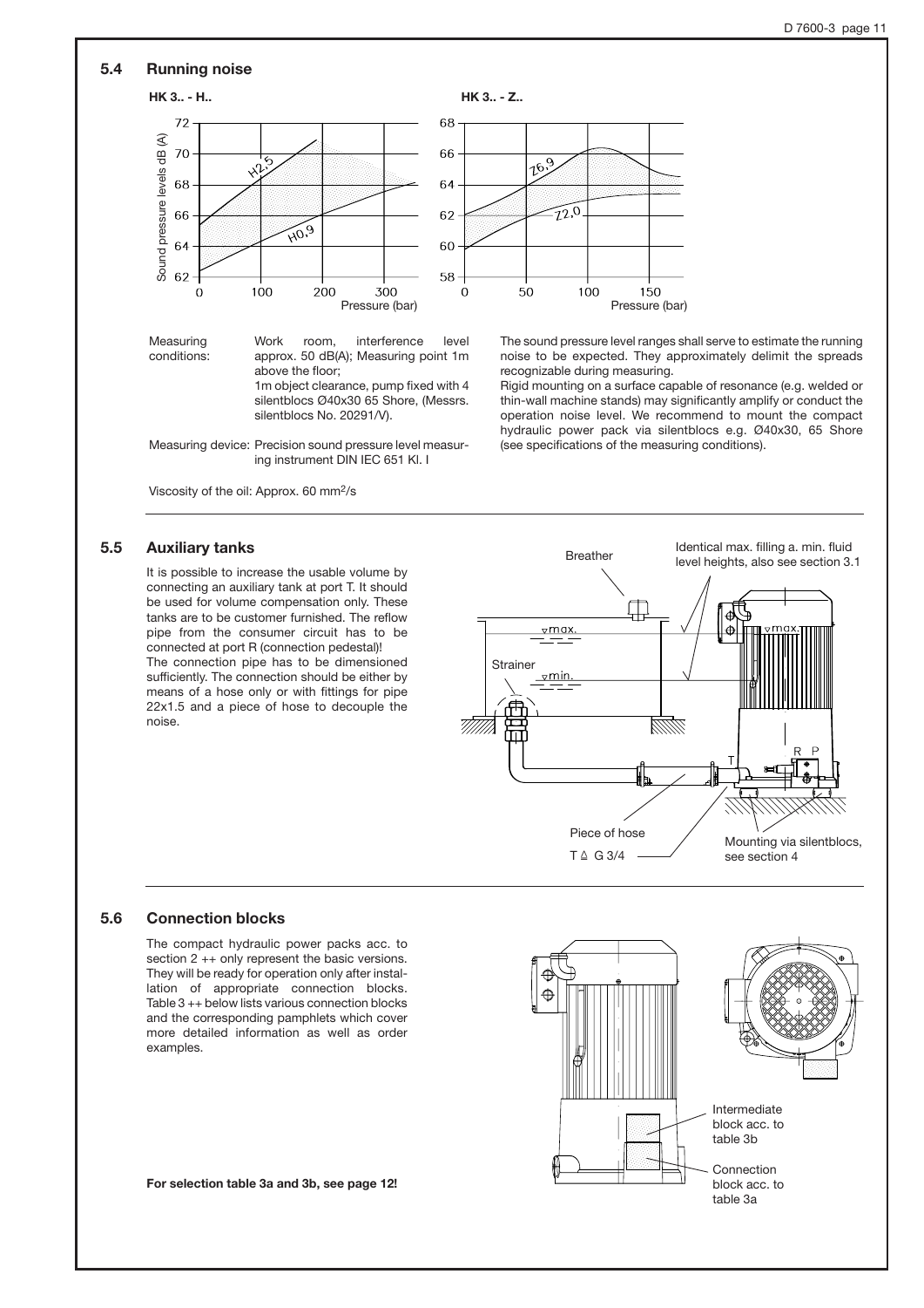## 5.4 Running noise

Measuring conditions: Work room, interference level approx. 50 dB(A); Measuring point 1m above the floor; 1m object clearance, pump fixed with 4 silentblocs Ø40x30 65 Shore, (Messrs. silentblocs No. 20291/V).

Measuring device: Precision sound pressure level measuring instrument DIN IEC 651 Kl. I

Viscosity of the oil: Approx. 60 mm²/s

The sound pressure level ranges shall serve to estimate the running noise to be expected. They approximately delimit the spreads recognizable during measuring.

Rigid mounting on a surface capable of resonance (e.g. welded or thin-wall machine stands) may significantly amplify or conduct the operation noise level. We recommend to mount the compact hydraulic power pack via silentblocs e.g. Ø40x30, 65 Shore (see specifications of the measuring conditions).

## 5.5 Auxiliary tanks

It is possible to increase the usable volume by connecting an auxiliary tank at port T. It should be used for volume compensation only. These tanks are to be customer furnished. The reflow pipe from the consumer circuit has to be connected at port R (connection pedestal)!

The connection pipe has to be dimensioned sufficiently. The connection should be either by means of a hose only or with fittings for pipe 22x1.5 and a piece of hose to decouple the noise.

## 5.6 Connection blocks

The compact hydraulic power packs acc. to section 2 ++ only represent the basic versions. They will be ready for operation only after installation of appropriate connection blocks. Table 3 ++ below lists various connection blocks and the corresponding pamphlets which cover more detailed information as well as order examples.

**For selection table 3a and 3b, see page 12!**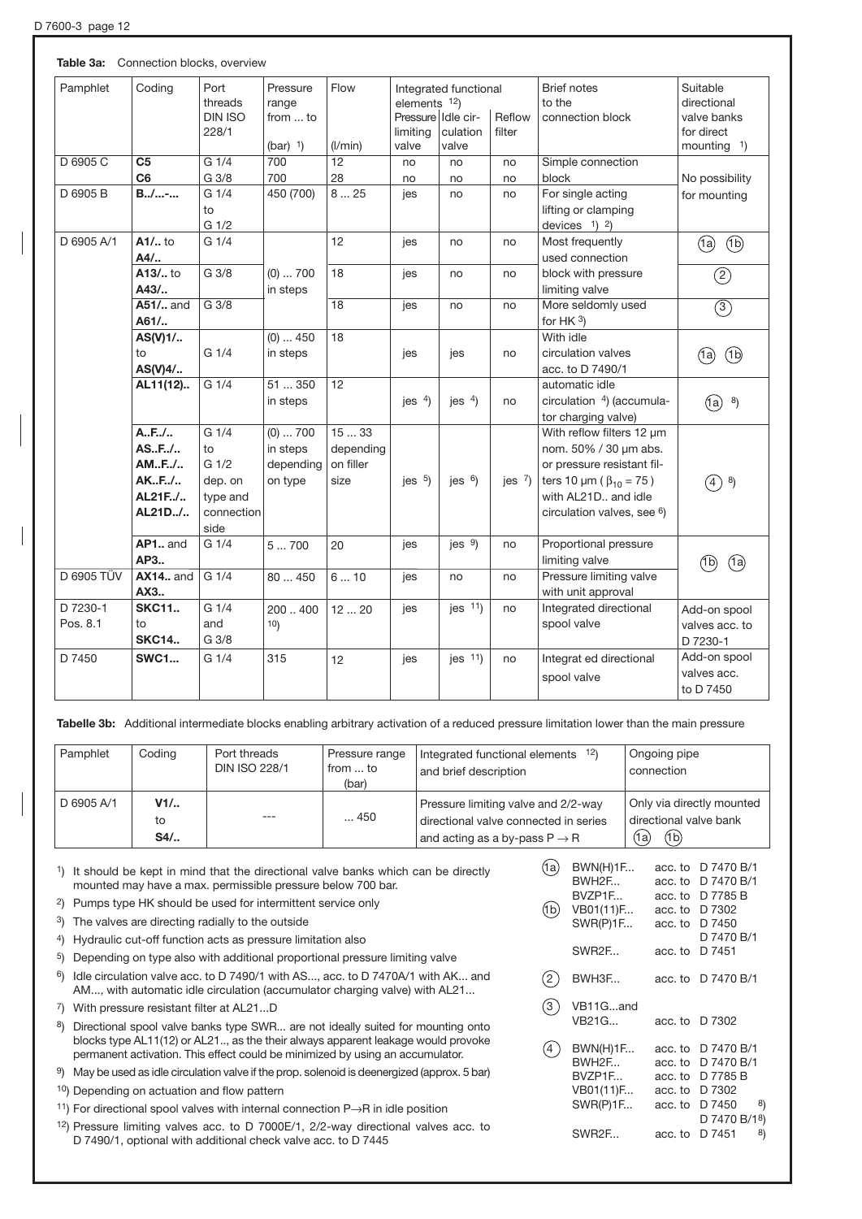**Table 3a:** Connection blocks, overview

| Pamphlet | Coding | Port threads DIN ISO 228/1 | Pressure range from ... to (bar) 1) | Flow (l/min) | Integrated functional elements 12) | | | Brief notes to the connection block | Suitable directional valve banks for direct mounting 1) |
|---|---|---|---|---|---|---|---|---|---|
| | | | | | Pressure limiting valve | Idle circulation valve | Reflow filter | | |
| D 6905 C | **C5** | G 1/4 | 700 | 12 | no | no | no | Simple connection block | No possibility for mounting |
| | **C6** | G 3/8 | 700 | 28 | no | no | no | | |
| D 6905 B | **B../..-...** | G 1/4 to G 1/2 | 450 (700) | 8 ... 25 | jes | no | no | For single acting lifting or clamping devices 1) 2) | |
| D 6905 A/1 | **A1/..** to **A4/..** | G 1/4 | (0) ... 700 in steps | 12 | jes | no | no | Most frequently used connection block with pressure limiting valve | (1a) (1b) |
| | **A13/..** to **A43/..** | G 3/8 | | 18 | jes | no | no | | (2) |
| | **A51/..** and **A61/..** | G 3/8 | | 18 | jes | no | no | More seldomly used for HK 3) | (3) |
| | **AS(V)1/..** to **AS(V)4/..** | G 1/4 | (0) ... 450 in steps | 18 | jes | jes | no | With idle circulation valves acc. to D 7490/1 | (1a) (1b) |
| | **AL11(12)..** | G 1/4 | 51 ... 350 in steps | 12 | jes 4) | jes 4) | no | automatic idle circulation 4) (accumulator charging valve) | (1a) 8) |
| | **A..F../..** **AS..F../..** **AM..F../..** **AK..F../..** **AL21F../..** **AL21D../..** | G 1/4 to G 1/2 dep. on type and connection side | (0) ... 700 in steps depending on type | 15 ... 33 depending on filler size | jes 5) | jes 6) | jes 7) | With reflow filters 12 µm nom. 50% / 30 µm abs. or pressure resistant filters 10 µm ( $\beta_{10} = 75$ ) with AL21D.. and idle circulation valves, see 6) | (4) 8) |
| | **AP1..** and **AP3..** | G 1/4 | 5 ... 700 | 20 | jes | jes 9) | no | Proportional pressure limiting valve | (1b) (1a) |
| D 6905 TÜV | **AX14..** and **AX3..** | G 1/4 | 80 ... 450 | 6 ... 10 | jes | no | no | Pressure limiting valve with unit approval | |
| D 7230-1 Pos. 8.1 | **SKC11..** to **SKC14..** | G 1/4 and G 3/8 | 200 .. 400 10) | 12 ... 20 | jes | jes 11) | no | Integrated directional spool valve | Add-on spool valves acc. to D 7230-1 |
| D 7450 | **SWC1...** | G 1/4 | 315 | 12 | jes | jes 11) | no | Integrat ed directional spool valve | Add-on spool valves acc. to D 7450 |

**Tabelle 3b:** Additional intermediate blocks enabling arbitrary activation of a reduced pressure limitation lower than the main pressure

| Pamphlet | Coding | Port threads DIN ISO 228/1 | Pressure range from ... to (bar) | Integrated functional elements 12) and brief description | Ongoing pipe connection |
|---|---|---|---|---|---|
| D 6905 A/1 | **V1/..** to **S4/..** | --- | ... 450 | Pressure limiting valve and 2/2-way directional valve connected in series and acting as a by-pass P → R | Only via directly mounted directional valve bank (1a) (1b) |

1) It should be kept in mind that the directional valve banks which can be directly mounted may have a max. permissible pressure below 700 bar.

2) Pumps type HK should be used for intermittent service only

3) The valves are directing radially to the outside

4) Hydraulic cut-off function acts as pressure limitation also

5) Depending on type also with additional proportional pressure limiting valve

6) Idle circulation valve acc. to D 7490/1 with AS..., acc. to D 7470A/1 with AK... and AM..., with automatic idle circulation (accumulator charging valve) with AL21...

7) With pressure resistant filter at AL21...D

8) Directional spool valve banks type SWR... are not ideally suited for mounting onto blocks type AL11(12) or AL21.., as the their always apparent leakage would provoke permanent activation. This effect could be minimized by using an accumulator.

9) May be used as idle circulation valve if the prop. solenoid is deenergized (approx. 5 bar)

10) Depending on actuation and flow pattern

11) For directional spool valves with internal connection P→R in idle position

12) Pressure limiting valves acc. to D 7000E/1, 2/2-way directional valves acc. to D 7490/1, optional with additional check valve acc. to D 7445

(1a) BWN(H)1F... acc. to D 7470 B/1
BWH2F... acc. to D 7470 B/1
BVZP1F... acc. to D 7785 B

(1b) VB01(11)F... acc. to D 7302
SWR(P)1F... acc. to D 7450, D 7470 B/1
SWR2F... acc. to D 7451

(2) BWH3F... acc. to D 7470 B/1

(3) VB11G...and VB21G... acc. to D 7302

(4) BWN(H)1F... acc. to D 7470 B/1
BWH2F... acc. to D 7470 B/1
BVZP1F... acc. to D 7785 B
VB01(11)F... acc. to D 7302
SWR(P)1F... acc. to D 7450 8), D 7470 B/1 8)
SWR2F... acc. to D 7451 8)